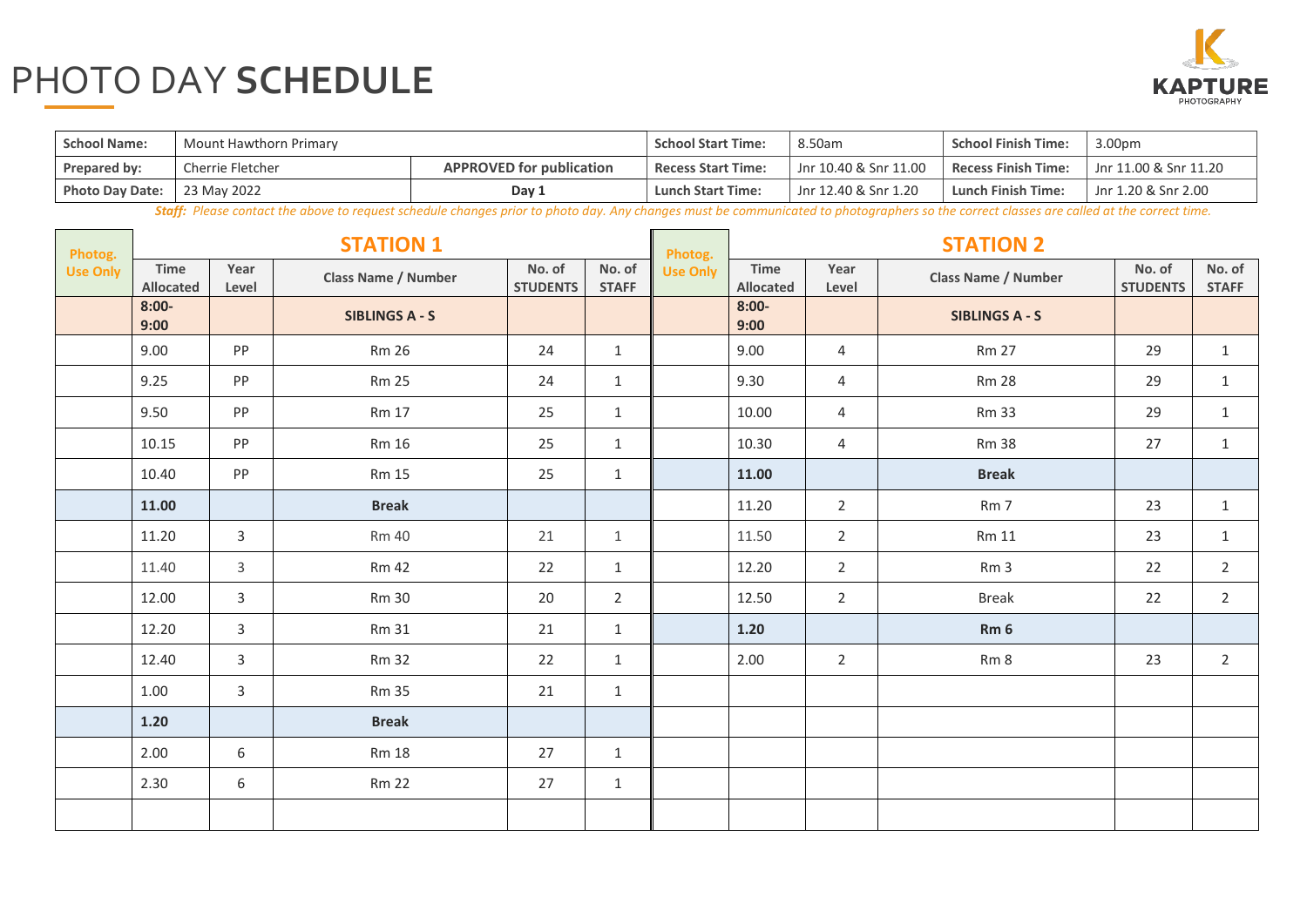# PHOTO DAY **SCHEDULE**

KAPTURE PHOTOGRAPHY

| **School Name:** | Mount Hawthorn Primary | | **School Start Time:** | 8.50am | **School Finish Time:** | 3.00pm |
|---|---|---|---|---|---|---|
| **Prepared by:** | Cherrie Fletcher | **APPROVED for publication** | **Recess Start Time:** | Jnr 10.40 & Snr 11.00 | **Recess Finish Time:** | Jnr 11.00 & Snr 11.20 |
| **Photo Day Date:** | 23 May 2022 | **Day 1** | **Lunch Start Time:** | Jnr 12.40 & Snr 1.20 | **Lunch Finish Time:** | Jnr 1.20 & Snr 2.00 |

***Staff:** Please contact the above to request schedule changes prior to photo day. Any changes must be communicated to photographers so the correct classes are called at the correct time.*

| Photog. Use Only | **STATION 1** | | | | | Photog. Use Only | **STATION 2** | | | | |
|---|---|---|---|---|---|---|---|---|---|---|---|
| | **Time Allocated** | **Year Level** | **Class Name / Number** | **No. of STUDENTS** | **No. of STAFF** | | **Time Allocated** | **Year Level** | **Class Name / Number** | **No. of STUDENTS** | **No. of STAFF** |
| | **8:00-9:00** | | **SIBLINGS A - S** | | | | **8:00-9:00** | | **SIBLINGS A - S** | | |
| | 9.00 | PP | Rm 26 | 24 | 1 | | 9.00 | 4 | Rm 27 | 29 | 1 |
| | 9.25 | PP | Rm 25 | 24 | 1 | | 9.30 | 4 | Rm 28 | 29 | 1 |
| | 9.50 | PP | Rm 17 | 25 | 1 | | 10.00 | 4 | Rm 33 | 29 | 1 |
| | 10.15 | PP | Rm 16 | 25 | 1 | | 10.30 | 4 | Rm 38 | 27 | 1 |
| | 10.40 | PP | Rm 15 | 25 | 1 | | **11.00** | | **Break** | | |
| | **11.00** | | **Break** | | | | 11.20 | 2 | Rm 7 | 23 | 1 |
| | 11.20 | 3 | Rm 40 | 21 | 1 | | 11.50 | 2 | Rm 11 | 23 | 1 |
| | 11.40 | 3 | Rm 42 | 22 | 1 | | 12.20 | 2 | Rm 3 | 22 | 2 |
| | 12.00 | 3 | Rm 30 | 20 | 2 | | 12.50 | 2 | Break | 22 | 2 |
| | 12.20 | 3 | Rm 31 | 21 | 1 | | **1.20** | | **Rm 6** | | |
| | 12.40 | 3 | Rm 32 | 22 | 1 | | 2.00 | 2 | Rm 8 | 23 | 2 |
| | 1.00 | 3 | Rm 35 | 21 | 1 | | | | | | |
| | **1.20** | | **Break** | | | | | | | | |
| | 2.00 | 6 | Rm 18 | 27 | 1 | | | | | | |
| | 2.30 | 6 | Rm 22 | 27 | 1 | | | | | | |
| | | | | | | | | | | | |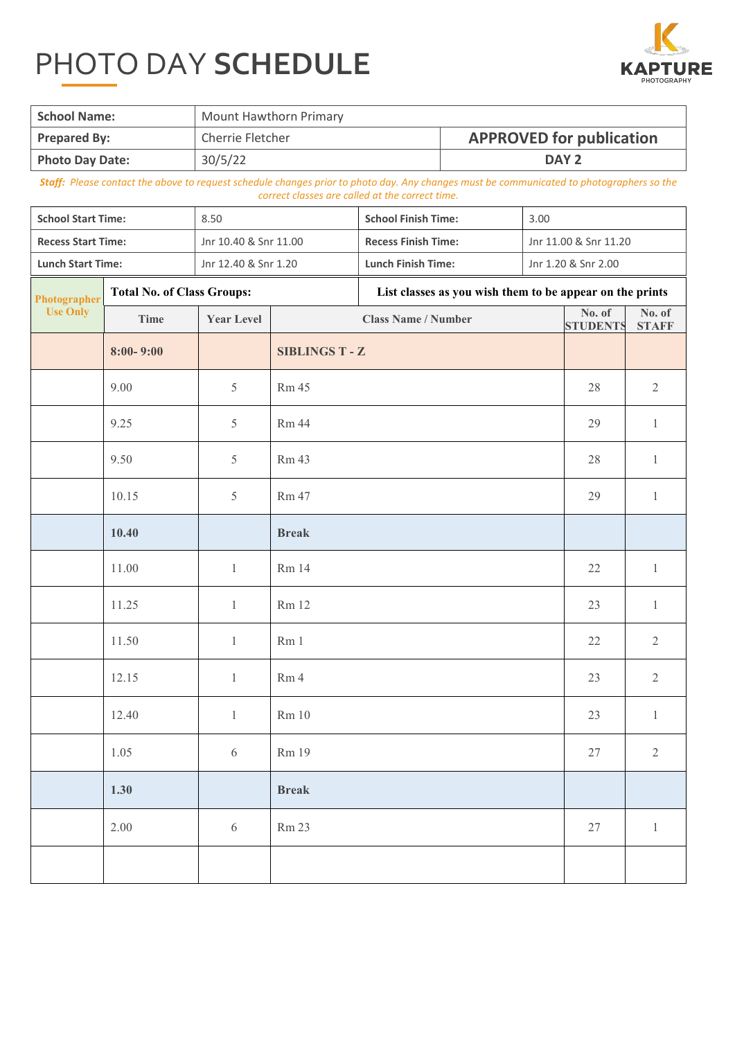# PHOTO DAY **SCHEDULE**

KAPTURE PHOTOGRAPHY

| | | |
|---|---|---|
| **School Name:** | Mount Hawthorn Primary | |
| **Prepared By:** | Cherrie Fletcher | **APPROVED for publication** |
| **Photo Day Date:** | 30/5/22 | **DAY 2** |

***Staff:*** *Please contact the above to request schedule changes prior to photo day. Any changes must be communicated to photographers so the correct classes are called at the correct time.*

| | | | |
|---|---|---|---|
| **School Start Time:** | 8.50 | **School Finish Time:** | 3.00 |
| **Recess Start Time:** | Jnr 10.40 & Snr 11.00 | **Recess Finish Time:** | Jnr 11.00 & Snr 11.20 |
| **Lunch Start Time:** | Jnr 12.40 & Snr 1.20 | **Lunch Finish Time:** | Jnr 1.20 & Snr 2.00 |

| Photographer Use Only | **Total No. of Class Groups:** | | **List classes as you wish them to be appear on the prints** | | |
|---|---|---|---|---|---|
| | **Time** | **Year Level** | **Class Name / Number** | **No. of STUDENTS** | **No. of STAFF** |
| | **8:00- 9:00** | | **SIBLINGS T - Z** | | |
| | 9.00 | 5 | Rm 45 | 28 | 2 |
| | 9.25 | 5 | Rm 44 | 29 | 1 |
| | 9.50 | 5 | Rm 43 | 28 | 1 |
| | 10.15 | 5 | Rm 47 | 29 | 1 |
| | **10.40** | | **Break** | | |
| | 11.00 | 1 | Rm 14 | 22 | 1 |
| | 11.25 | 1 | Rm 12 | 23 | 1 |
| | 11.50 | 1 | Rm 1 | 22 | 2 |
| | 12.15 | 1 | Rm 4 | 23 | 2 |
| | 12.40 | 1 | Rm 10 | 23 | 1 |
| | 1.05 | 6 | Rm 19 | 27 | 2 |
| | **1.30** | | **Break** | | |
| | 2.00 | 6 | Rm 23 | 27 | 1 |
| | | | | | |